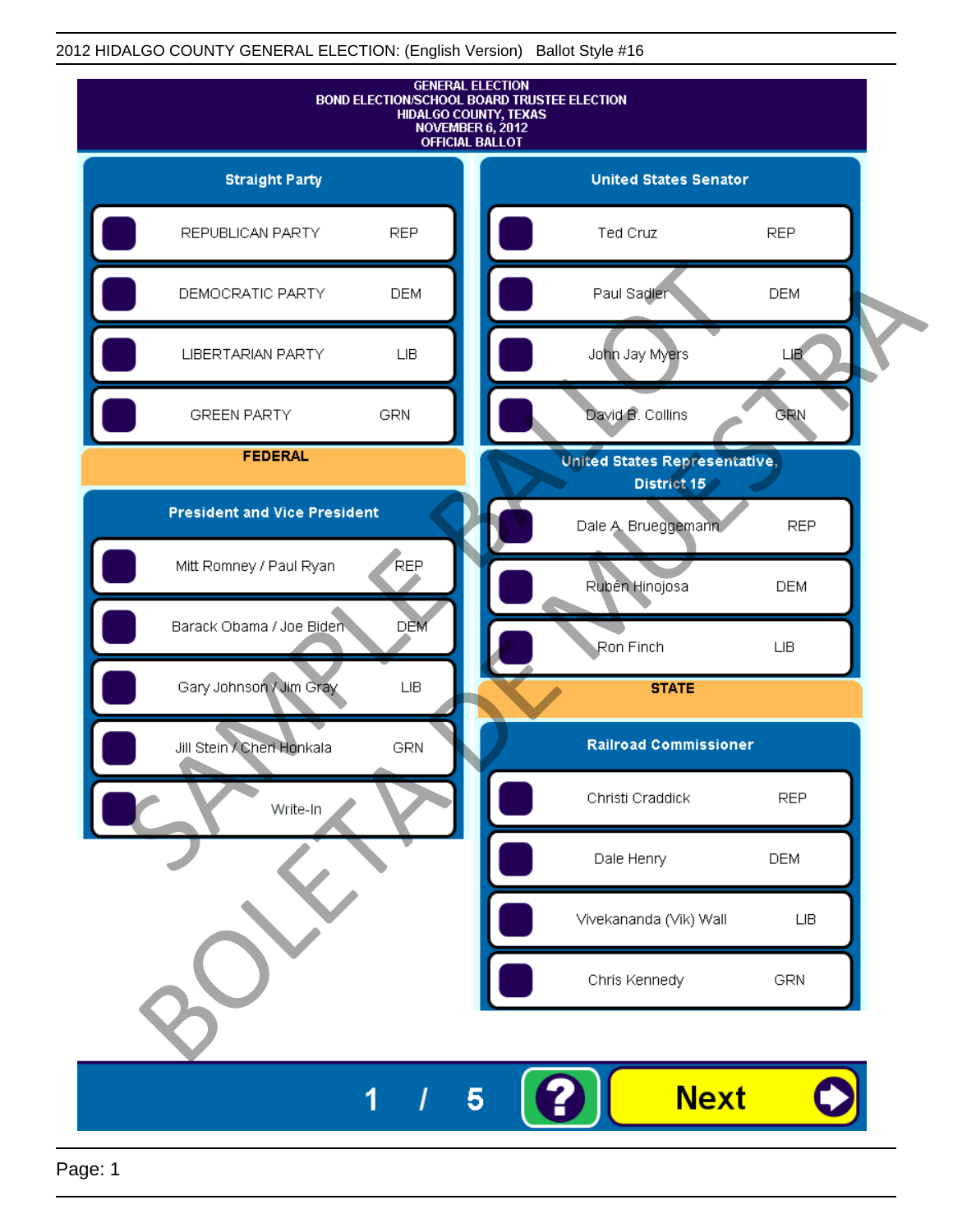2012 HIDALGO COUNTY GENERAL ELECTION: (English Version) Ballot Style #16

# GENERAL ELECTION
## BOND ELECTION/SCHOOL BOARD TRUSTEE ELECTION
## HIDALGO COUNTY, TEXAS
## NOVEMBER 6, 2012
## OFFICIAL BALLOT

### Straight Party

| Candidate | Party |
|---|---|
| REPUBLICAN PARTY | REP |
| DEMOCRATIC PARTY | DEM |
| LIBERTARIAN PARTY | LIB |
| GREEN PARTY | GRN |

## FEDERAL

### President and Vice President

| Candidate | Party |
|---|---|
| Mitt Romney / Paul Ryan | REP |
| Barack Obama / Joe Biden | DEM |
| Gary Johnson / Jim Gray | LIB |
| Jill Stein / Cheri Honkala | GRN |
| Write-In | |

### United States Senator

| Candidate | Party |
|---|---|
| Ted Cruz | REP |
| Paul Sadler | DEM |
| John Jay Myers | LIB |
| David B. Collins | GRN |

### United States Representative, District 15

| Candidate | Party |
|---|---|
| Dale A. Brueggemann | REP |
| Rubén Hinojosa | DEM |
| Ron Finch | LIB |

## STATE

### Railroad Commissioner

| Candidate | Party |
|---|---|
| Christi Craddick | REP |
| Dale Henry | DEM |
| Vivekananda (Vik) Wall | LIB |
| Chris Kennedy | GRN |

SAMPLE BALLOT
BOLETA DE MUESTRA

1 / 5

Next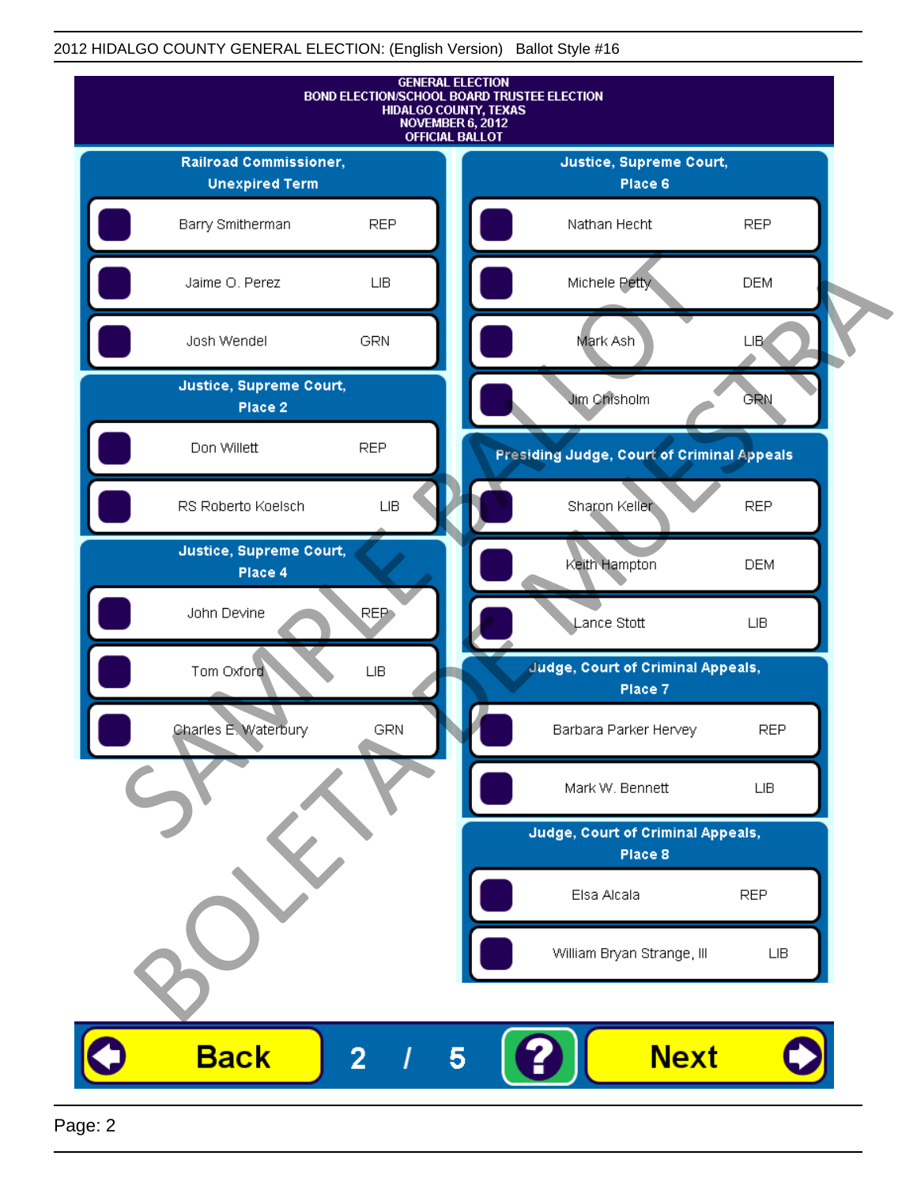GENERAL ELECTION
BOND ELECTION/SCHOOL BOARD TRUSTEE ELECTION
HIDALGO COUNTY, TEXAS
NOVEMBER 6, 2012
OFFICIAL BALLOT

## Railroad Commissioner, Unexpired Term

| Candidate | Party |
|---|---|
| Barry Smitherman | REP |
| Jaime O. Perez | LIB |
| Josh Wendel | GRN |

## Justice, Supreme Court, Place 2

| Candidate | Party |
|---|---|
| Don Willett | REP |
| RS Roberto Koelsch | LIB |

## Justice, Supreme Court, Place 4

| Candidate | Party |
|---|---|
| John Devine | REP |
| Tom Oxford | LIB |
| Charles E. Waterbury | GRN |

## Justice, Supreme Court, Place 6

| Candidate | Party |
|---|---|
| Nathan Hecht | REP |
| Michele Petty | DEM |
| Mark Ash | LIB |
| Jim Chisholm | GRN |

## Presiding Judge, Court of Criminal Appeals

| Candidate | Party |
|---|---|
| Sharon Keller | REP |
| Keith Hampton | DEM |
| Lance Stott | LIB |

## Judge, Court of Criminal Appeals, Place 7

| Candidate | Party |
|---|---|
| Barbara Parker Hervey | REP |
| Mark W. Bennett | LIB |

## Judge, Court of Criminal Appeals, Place 8

| Candidate | Party |
|---|---|
| Elsa Alcala | REP |
| William Bryan Strange, III | LIB |

SAMPLE BALLOT
BOLETA DE MUESTRA

Back 2 / 5 ? Next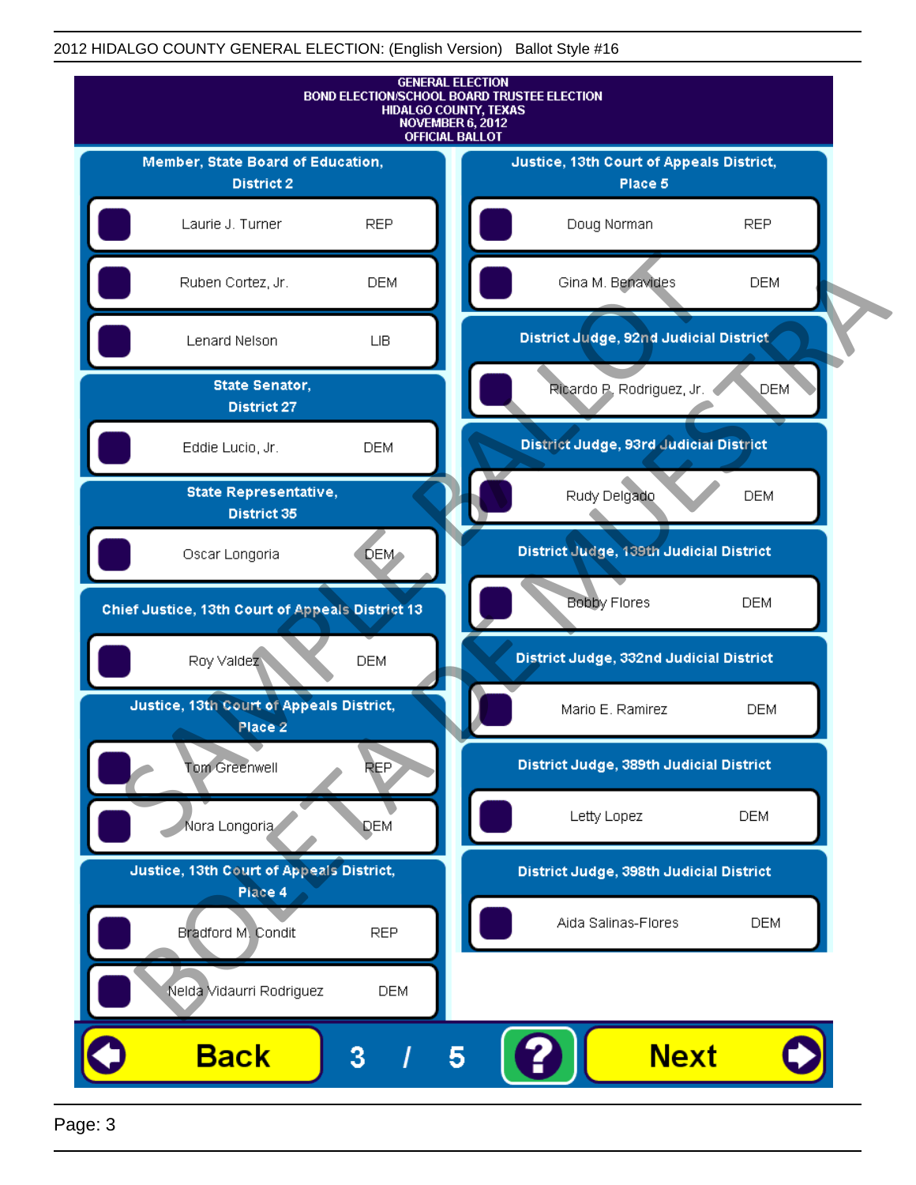GENERAL ELECTION
BOND ELECTION/SCHOOL BOARD TRUSTEE ELECTION
HIDALGO COUNTY, TEXAS
NOVEMBER 6, 2012
OFFICIAL BALLOT

## Member, State Board of Education, District 2

| Candidate | Party |
|---|---|
| Laurie J. Turner | REP |
| Ruben Cortez, Jr. | DEM |
| Lenard Nelson | LIB |

## State Senator, District 27

| Candidate | Party |
|---|---|
| Eddie Lucio, Jr. | DEM |

## State Representative, District 35

| Candidate | Party |
|---|---|
| Oscar Longoria | DEM |

## Chief Justice, 13th Court of Appeals District 13

| Candidate | Party |
|---|---|
| Roy Valdez | DEM |

## Justice, 13th Court of Appeals District, Place 2

| Candidate | Party |
|---|---|
| Tom Greenwell | REP |
| Nora Longoria | DEM |

## Justice, 13th Court of Appeals District, Place 4

| Candidate | Party |
|---|---|
| Bradford M. Condit | REP |
| Nelda Vidaurri Rodriguez | DEM |

## Justice, 13th Court of Appeals District, Place 5

| Candidate | Party |
|---|---|
| Doug Norman | REP |
| Gina M. Benavides | DEM |

## District Judge, 92nd Judicial District

| Candidate | Party |
|---|---|
| Ricardo P. Rodriguez, Jr. | DEM |

## District Judge, 93rd Judicial District

| Candidate | Party |
|---|---|
| Rudy Delgado | DEM |

## District Judge, 139th Judicial District

| Candidate | Party |
|---|---|
| Bobby Flores | DEM |

## District Judge, 332nd Judicial District

| Candidate | Party |
|---|---|
| Mario E. Ramirez | DEM |

## District Judge, 389th Judicial District

| Candidate | Party |
|---|---|
| Letty Lopez | DEM |

## District Judge, 398th Judicial District

| Candidate | Party |
|---|---|
| Aida Salinas-Flores | DEM |

SAMPLE BALLOT / BOLETA DE MUESTRA

Back 3 / 5 ? Next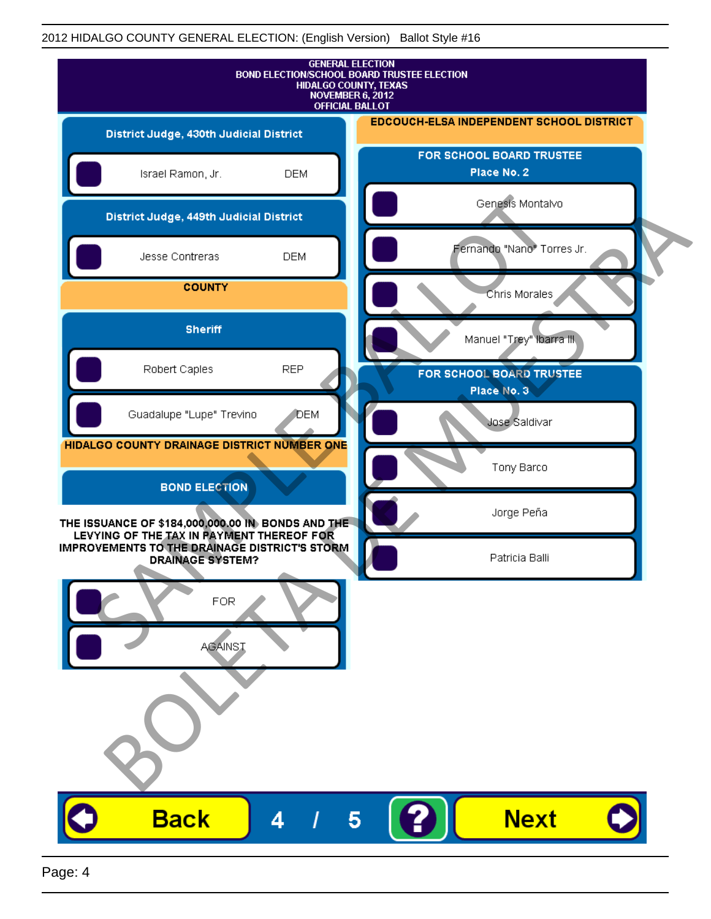GENERAL ELECTION
BOND ELECTION/SCHOOL BOARD TRUSTEE ELECTION
HIDALGO COUNTY, TEXAS
NOVEMBER 6, 2012
OFFICIAL BALLOT

## District Judge, 430th Judicial District

- Israel Ramon, Jr. — DEM

## District Judge, 449th Judicial District

- Jesse Contreras — DEM

# COUNTY

## Sheriff

- Robert Caples — REP
- Guadalupe "Lupe" Trevino — DEM

# HIDALGO COUNTY DRAINAGE DISTRICT NUMBER ONE

## BOND ELECTION

**THE ISSUANCE OF $184,000,000.00 IN BONDS AND THE LEVYING OF THE TAX IN PAYMENT THEREOF FOR IMPROVEMENTS TO THE DRAINAGE DISTRICT'S STORM DRAINAGE SYSTEM?**

- FOR
- AGAINST

# EDCOUCH-ELSA INDEPENDENT SCHOOL DISTRICT

## FOR SCHOOL BOARD TRUSTEE Place No. 2

- Genesis Montalvo
- Fernando "Nano" Torres Jr.
- Chris Morales
- Manuel "Trey" Ibarra III

## FOR SCHOOL BOARD TRUSTEE Place No. 3

- Jose Saldivar
- Tony Barco
- Jorge Peña
- Patricia Balli

SAMPLE BALLOT
BOLETA DE MUESTRA

Back 4 / 5 ? Next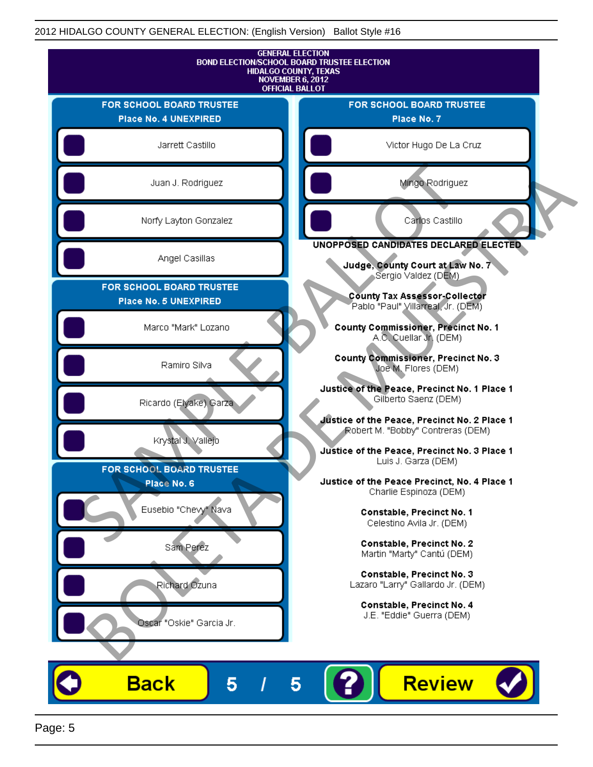2012 HIDALGO COUNTY GENERAL ELECTION: (English Version) Ballot Style #16

GENERAL ELECTION
BOND ELECTION/SCHOOL BOARD TRUSTEE ELECTION
HIDALGO COUNTY, TEXAS
NOVEMBER 6, 2012
OFFICIAL BALLOT

**FOR SCHOOL BOARD TRUSTEE**
**Place No. 4 UNEXPIRED**

- Jarrett Castillo
- Juan J. Rodriguez
- Norfy Layton Gonzalez
- Angel Casillas

**FOR SCHOOL BOARD TRUSTEE**
**Place No. 5 UNEXPIRED**

- Marco "Mark" Lozano
- Ramiro Silva
- Ricardo (Elyake) Garza
- Krystal J. Vallejo

**FOR SCHOOL BOARD TRUSTEE**
**Place No. 6**

- Eusebio "Chevy" Nava
- Sam Perez
- Richard Ozuna
- Oscar "Oskie" Garcia Jr.

**FOR SCHOOL BOARD TRUSTEE**
**Place No. 7**

- Victor Hugo De La Cruz
- Mingo Rodriguez
- Carlos Castillo

**UNOPPOSED CANDIDATES DECLARED ELECTED**

**Judge, County Court at Law No. 7**
Sergio Valdez (DEM)

**County Tax Assessor-Collector**
Pablo "Paul" Villarreal, Jr. (DEM)

**County Commissioner, Precinct No. 1**
A.C. Cuellar Jr. (DEM)

**County Commissioner, Precinct No. 3**
Joe M. Flores (DEM)

**Justice of the Peace, Precinct No. 1 Place 1**
Gilberto Saenz (DEM)

**Justice of the Peace, Precinct No. 2 Place 1**
Robert M. "Bobby" Contreras (DEM)

**Justice of the Peace, Precinct No. 3 Place 1**
Luis J. Garza (DEM)

**Justice of the Peace Precinct, No. 4 Place 1**
Charlie Espinoza (DEM)

**Constable, Precinct No. 1**
Celestino Avila Jr. (DEM)

**Constable, Precinct No. 2**
Martin "Marty" Cantú (DEM)

**Constable, Precinct No. 3**
Lazaro "Larry" Gallardo Jr. (DEM)

**Constable, Precinct No. 4**
J.E. "Eddie" Guerra (DEM)

Back 5 / 5 ? Review

SAMPLE BALLOT
BOLETA DE MUESTRA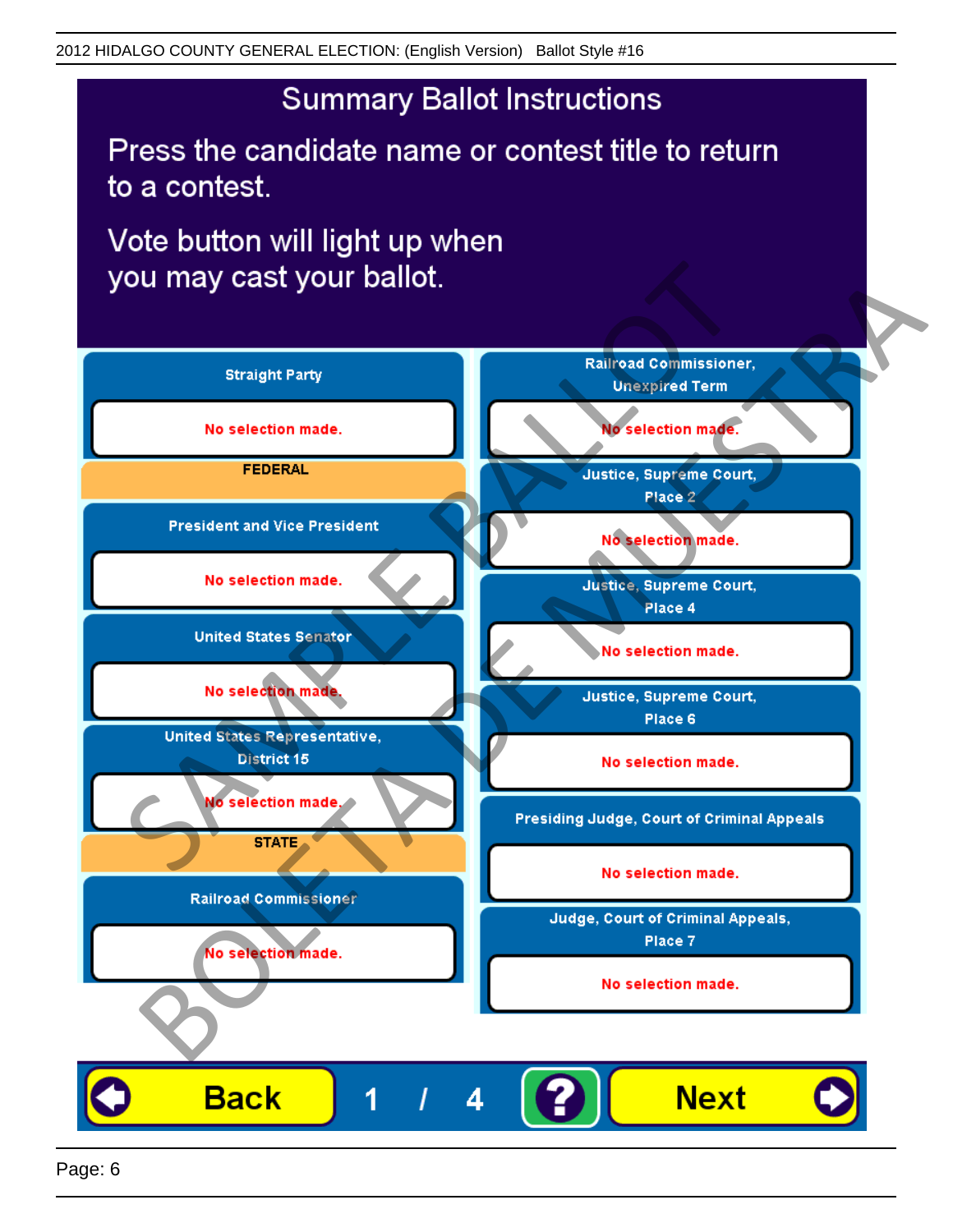2012 HIDALGO COUNTY GENERAL ELECTION: (English Version) Ballot Style #16

# Summary Ballot Instructions

Press the candidate name or contest title to return to a contest.

Vote button will light up when you may cast your ballot.

**Straight Party**

No selection made.

**FEDERAL**

**President and Vice President**

No selection made.

**United States Senator**

No selection made.

**United States Representative, District 15**

No selection made.

**STATE**

**Railroad Commissioner**

No selection made.

**Railroad Commissioner, Unexpired Term**

No selection made.

**Justice, Supreme Court, Place 2**

No selection made.

**Justice, Supreme Court, Place 4**

No selection made.

**Justice, Supreme Court, Place 6**

No selection made.

**Presiding Judge, Court of Criminal Appeals**

No selection made.

**Judge, Court of Criminal Appeals, Place 7**

No selection made.

Back 1 / 4 ? Next

SAMPLE BALLOT BOLETA DE MUESTRA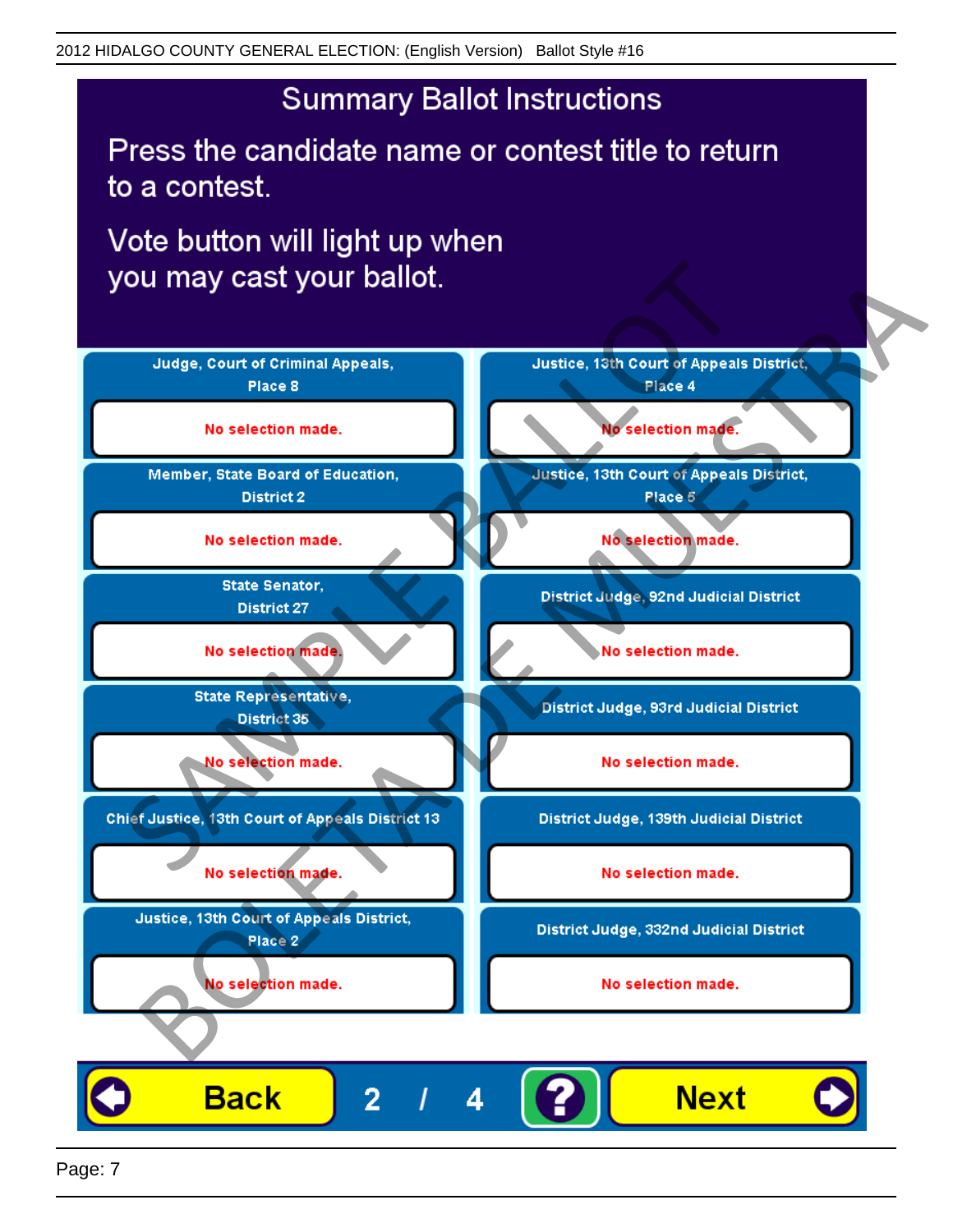2012 HIDALGO COUNTY GENERAL ELECTION: (English Version) Ballot Style #16

# Summary Ballot Instructions

Press the candidate name or contest title to return to a contest.

Vote button will light up when you may cast your ballot.

| Contest | Selection |
|---|---|
| Judge, Court of Criminal Appeals, Place 8 | No selection made. |
| Member, State Board of Education, District 2 | No selection made. |
| State Senator, District 27 | No selection made. |
| State Representative, District 35 | No selection made. |
| Chief Justice, 13th Court of Appeals District 13 | No selection made. |
| Justice, 13th Court of Appeals District, Place 2 | No selection made. |
| Justice, 13th Court of Appeals District, Place 4 | No selection made. |
| Justice, 13th Court of Appeals District, Place 5 | No selection made. |
| District Judge, 92nd Judicial District | No selection made. |
| District Judge, 93rd Judicial District | No selection made. |
| District Judge, 139th Judicial District | No selection made. |
| District Judge, 332nd Judicial District | No selection made. |

Back 2 / 4 ? Next

SAMPLE BALLOT
BOLETA DE MUESTRA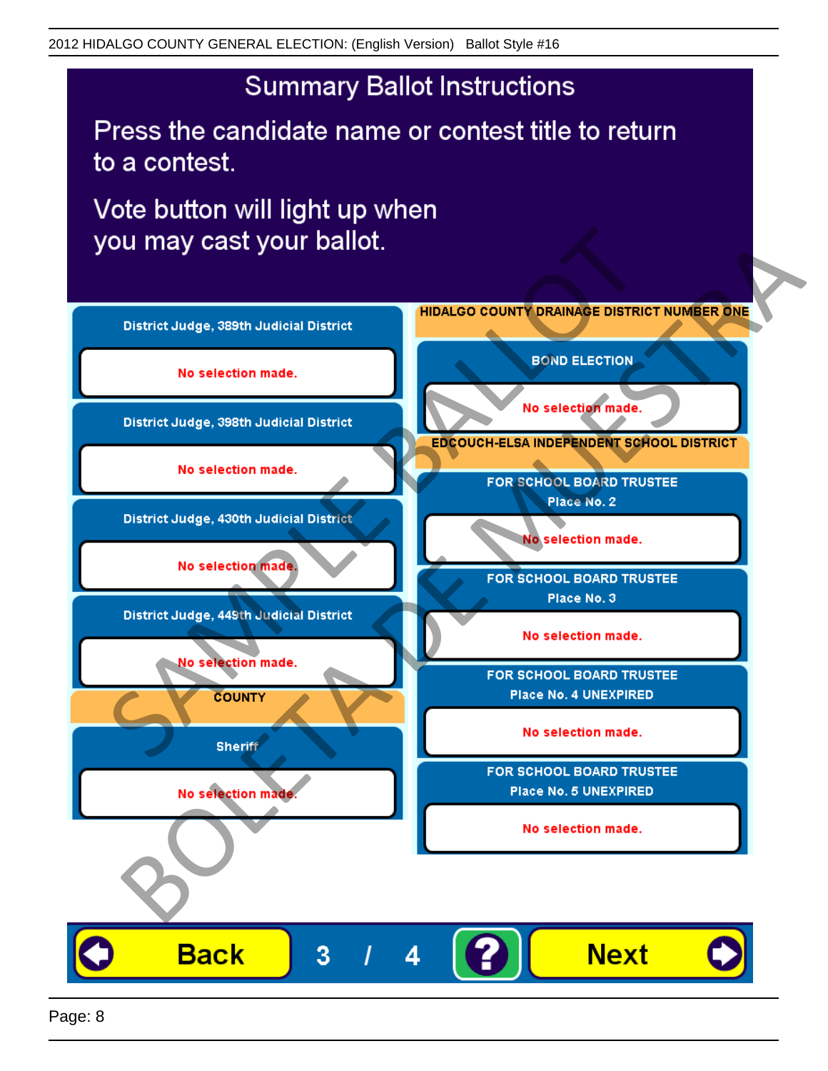# Summary Ballot Instructions

Press the candidate name or contest title to return to a contest.

Vote button will light up when you may cast your ballot.

**District Judge, 389th Judicial District**

No selection made.

**District Judge, 398th Judicial District**

No selection made.

**District Judge, 430th Judicial District**

No selection made.

**District Judge, 449th Judicial District**

No selection made.

## COUNTY

**Sheriff**

No selection made.

## HIDALGO COUNTY DRAINAGE DISTRICT NUMBER ONE

**BOND ELECTION**

No selection made.

## EDCOUCH-ELSA INDEPENDENT SCHOOL DISTRICT

**FOR SCHOOL BOARD TRUSTEE Place No. 2**

No selection made.

**FOR SCHOOL BOARD TRUSTEE Place No. 3**

No selection made.

**FOR SCHOOL BOARD TRUSTEE Place No. 4 UNEXPIRED**

No selection made.

**FOR SCHOOL BOARD TRUSTEE Place No. 5 UNEXPIRED**

No selection made.

Back | 3 / 4 | ? | Next

SAMPLE BALLOT
BOLETA DE MUESTRA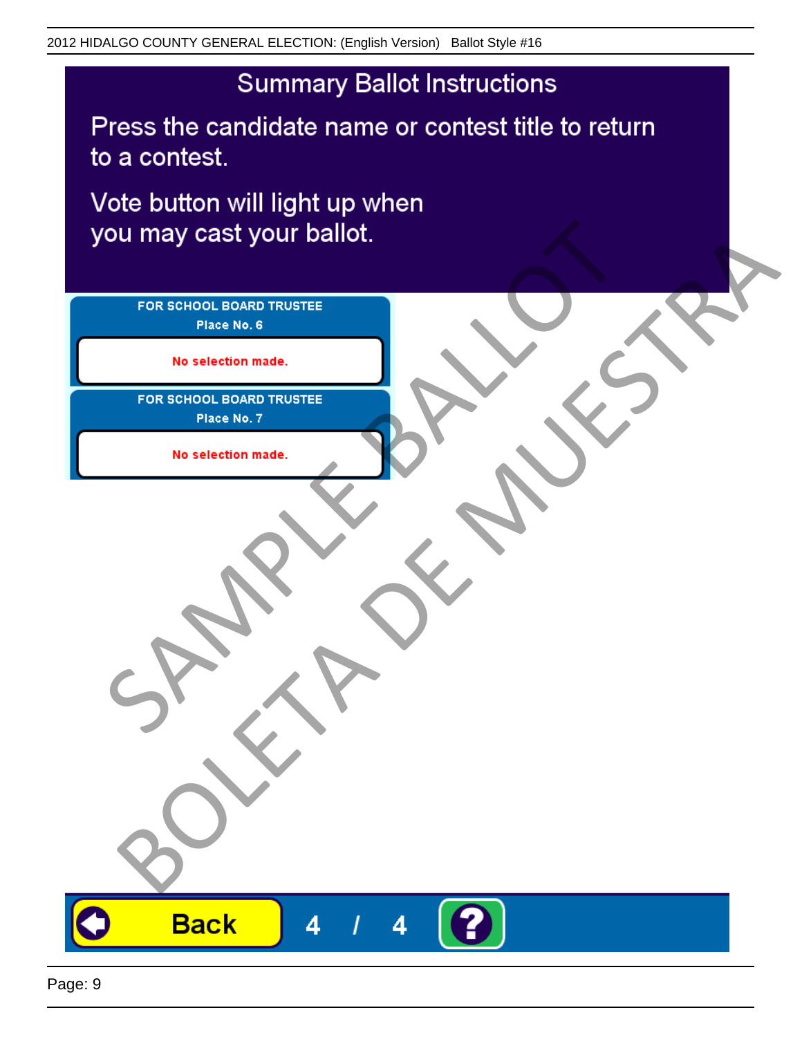# Summary Ballot Instructions

Press the candidate name or contest title to return to a contest.

Vote button will light up when you may cast your ballot.

**FOR SCHOOL BOARD TRUSTEE**
**Place No. 6**

No selection made.

**FOR SCHOOL BOARD TRUSTEE**
**Place No. 7**

No selection made.

SAMPLE BALLOT
BOLETA DE MUESTRA

Back    4 / 4    ?